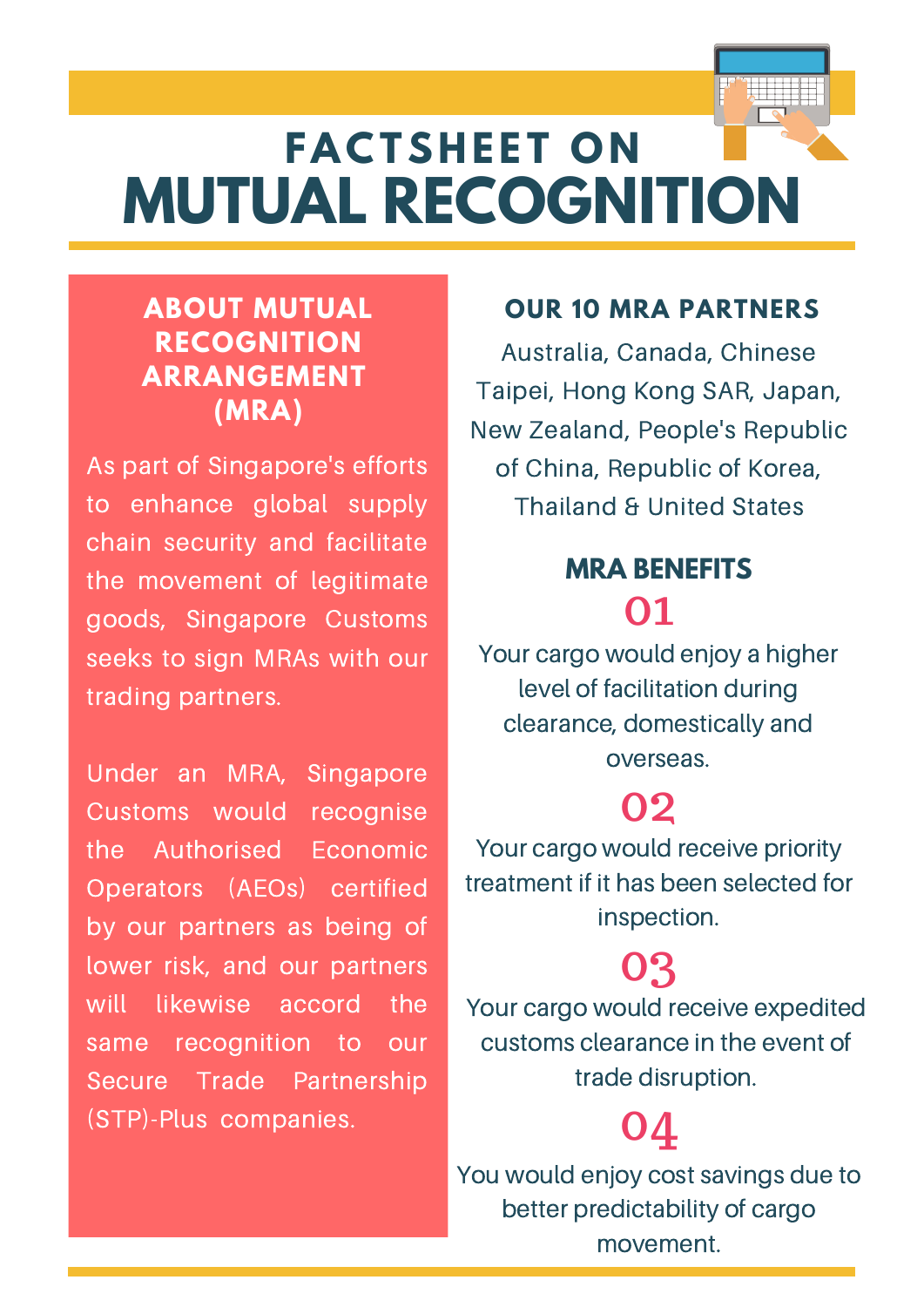# FACTSHEET ON MUTUAL RECOGNITION

## ABOUT MUTUAL RECOGNITION ARRANGEMENT (MRA)

As part of Singapore's efforts to enhance global supply chain security and facilitate the movement of legitimate goods, Singapore Customs seeks to sign MRAs with our trading partners.

Under an MRA, Singapore Customs would recognise the Authorised Economic Operators (AEOs) certified by our partners as being of lower risk, and our partners will likewise accord the same recognition to our Secure Trade Partnership (STP)-Plus companies.

## OUR 10 MRA PARTNERS

Australia, Canada, Chinese Taipei, Hong Kong SAR, Japan, New Zealand, People's Republic of China, Republic of Korea, Thailand & United States

## MRA BENEFITS

**01**

Your cargo would enjoy a higher level of facilitation during clearance, domestically and overseas.

**02**

Your cargo would receive priority treatment if it has been selected for inspection.

**03**

Your cargo would receive expedited customs clearance in the event of trade disruption.

**04**

You would enjoy cost savings due to better predictability of cargo movement.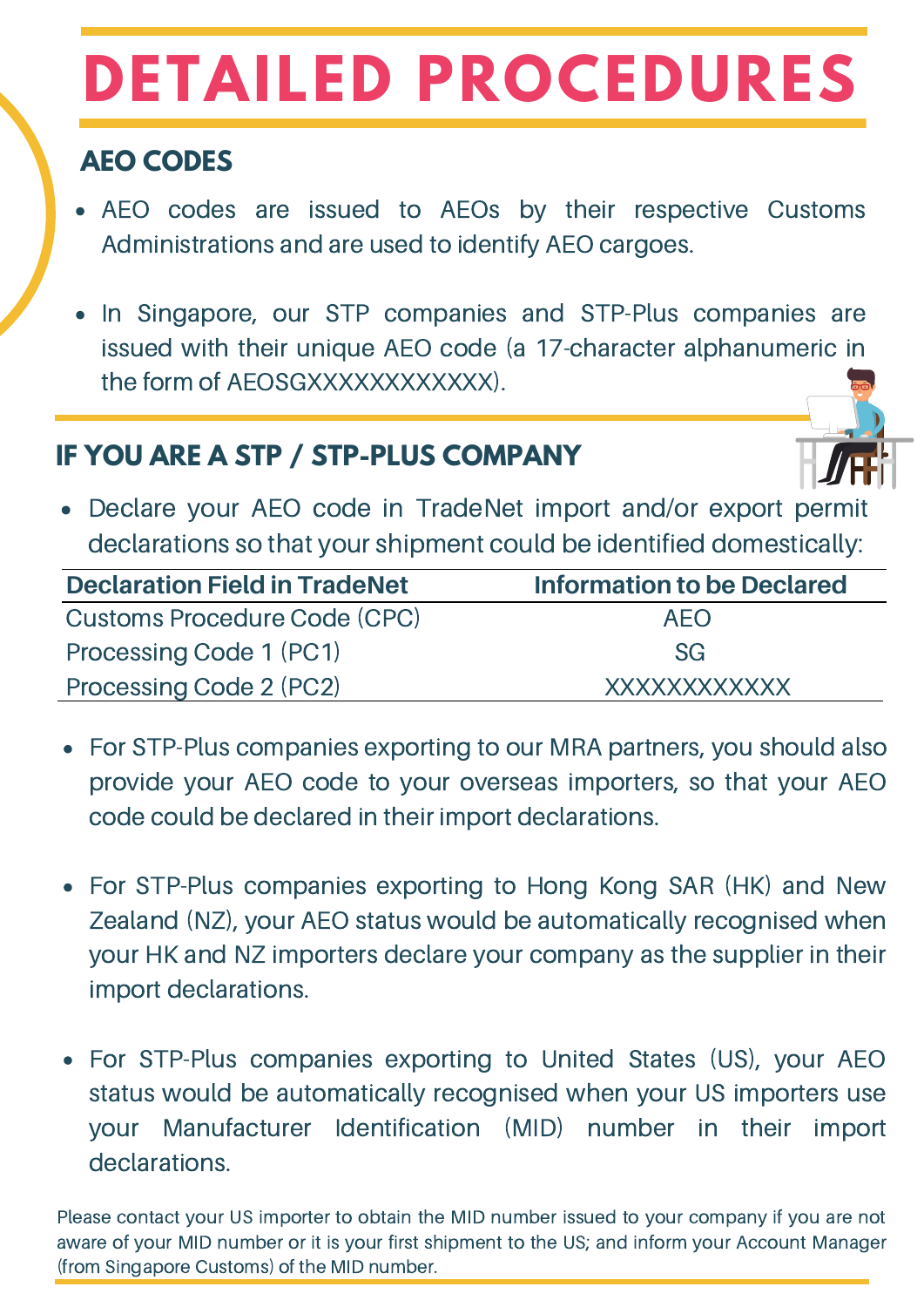# DETAILED PROCEDURES

## AEO CODES

- AEO codes are issued to AEOs by their respective Customs Administrations and are used to identify AEO cargoes.
- In Singapore, our STP companies and STP-Plus companies are issued with their unique AEO code (a 17-character alphanumeric in the form of AEOSGXXXXXXXXXXXX).

## IF YOU ARE A STP / STP-PLUS COMPANY

- Declare your AEO code in TradeNet import and/or export permit declarations so that your shipment could be identified domestically:

| Declaration Field in TradeNet | Information to be Declared |
|---|---|
| Customs Procedure Code (CPC) | AEO |
| Processing Code 1 (PC1) | SG |
| Processing Code 2 (PC2) | XXXXXXXXXXXX |

- For STP-Plus companies exporting to our MRA partners, you should also provide your AEO code to your overseas importers, so that your AEO code could be declared in their import declarations.
- For STP-Plus companies exporting to Hong Kong SAR (HK) and New Zealand (NZ), your AEO status would be automatically recognised when your HK and NZ importers declare your company as the supplier in their import declarations.
- For STP-Plus companies exporting to United States (US), your AEO status would be automatically recognised when your US importers use your Manufacturer Identification (MID) number in their import declarations.

Please contact your US importer to obtain the MID number issued to your company if you are not aware of your MID number or it is your first shipment to the US; and inform your Account Manager (from Singapore Customs) of the MID number.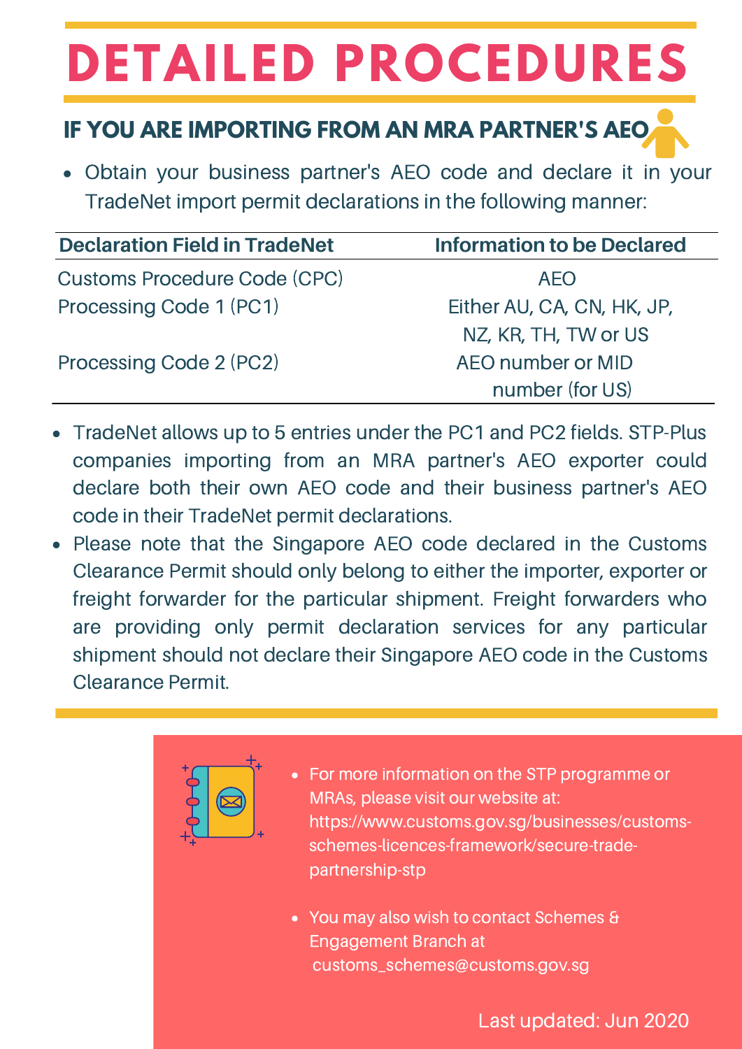# DETAILED PROCEDURES

## IF YOU ARE IMPORTING FROM AN MRA PARTNER'S AEO

- Obtain your business partner's AEO code and declare it in your TradeNet import permit declarations in the following manner:

| Declaration Field in TradeNet | Information to be Declared |
|---|---|
| Customs Procedure Code (CPC) | AEO |
| Processing Code 1 (PC1) | Either AU, CA, CN, HK, JP, NZ, KR, TH, TW or US |
| Processing Code 2 (PC2) | AEO number or MID number (for US) |

- TradeNet allows up to 5 entries under the PC1 and PC2 fields. STP-Plus companies importing from an MRA partner's AEO exporter could declare both their own AEO code and their business partner's AEO code in their TradeNet permit declarations.
- Please note that the Singapore AEO code declared in the Customs Clearance Permit should only belong to either the importer, exporter or freight forwarder for the particular shipment. Freight forwarders who are providing only permit declaration services for any particular shipment should not declare their Singapore AEO code in the Customs Clearance Permit.

- For more information on the STP programme or MRAs, please visit our website at: https://www.customs.gov.sg/businesses/customs-schemes-licences-framework/secure-trade-partnership-stp
- You may also wish to contact Schemes & Engagement Branch at customs_schemes@customs.gov.sg

Last updated: Jun 2020